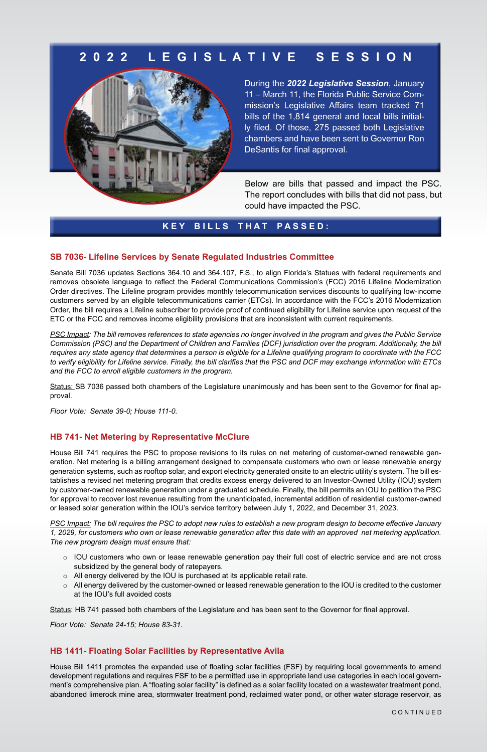# 2022 LEGISLATIVE SESSION

During the ***2022 Legislative Session***, January 11 – March 11, the Florida Public Service Commission's Legislative Affairs team tracked 71 bills of the 1,814 general and local bills initially filed. Of those, 275 passed both Legislative chambers and have been sent to Governor Ron DeSantis for final approval.

Below are bills that passed and impact the PSC. The report concludes with bills that did not pass, but could have impacted the PSC.

## KEY BILLS THAT PASSED:

### SB 7036- Lifeline Services by Senate Regulated Industries Committee

Senate Bill 7036 updates Sections 364.10 and 364.107, F.S., to align Florida's Statues with federal requirements and removes obsolete language to reflect the Federal Communications Commission's (FCC) 2016 Lifeline Modernization Order directives. The Lifeline program provides monthly telecommunication services discounts to qualifying low-income customers served by an eligible telecommunications carrier (ETCs). In accordance with the FCC's 2016 Modernization Order, the bill requires a Lifeline subscriber to provide proof of continued eligibility for Lifeline service upon request of the ETC or the FCC and removes income eligibility provisions that are inconsistent with current requirements.

*<u>PSC Impact</u>: The bill removes references to state agencies no longer involved in the program and gives the Public Service Commission (PSC) and the Department of Children and Families (DCF) jurisdiction over the program. Additionally, the bill requires any state agency that determines a person is eligible for a Lifeline qualifying program to coordinate with the FCC to verify eligibility for Lifeline service. Finally, the bill clarifies that the PSC and DCF may exchange information with ETCs and the FCC to enroll eligible customers in the program.*

<u>Status:</u> SB 7036 passed both chambers of the Legislature unanimously and has been sent to the Governor for final approval.

*Floor Vote: Senate 39-0; House 111-0.*

### HB 741- Net Metering by Representative McClure

House Bill 741 requires the PSC to propose revisions to its rules on net metering of customer-owned renewable generation. Net metering is a billing arrangement designed to compensate customers who own or lease renewable energy generation systems, such as rooftop solar, and export electricity generated onsite to an electric utility's system. The bill establishes a revised net metering program that credits excess energy delivered to an Investor-Owned Utility (IOU) system by customer-owned renewable generation under a graduated schedule. Finally, the bill permits an IOU to petition the PSC for approval to recover lost revenue resulting from the unanticipated, incremental addition of residential customer-owned or leased solar generation within the IOU's service territory between July 1, 2022, and December 31, 2023.

*<u>PSC Impact:</u> The bill requires the PSC to adopt new rules to establish a new program design to become effective January 1, 2029, for customers who own or lease renewable generation after this date with an approved net metering application. The new program design must ensure that:*

- IOU customers who own or lease renewable generation pay their full cost of electric service and are not cross subsidized by the general body of ratepayers.
- All energy delivered by the IOU is purchased at its applicable retail rate.
- All energy delivered by the customer-owned or leased renewable generation to the IOU is credited to the customer at the IOU's full avoided costs

<u>Status</u>: HB 741 passed both chambers of the Legislature and has been sent to the Governor for final approval.

*Floor Vote: Senate 24-15; House 83-31.*

### HB 1411- Floating Solar Facilities by Representative Avila

House Bill 1411 promotes the expanded use of floating solar facilities (FSF) by requiring local governments to amend development regulations and requires FSF to be a permitted use in appropriate land use categories in each local government's comprehensive plan. A "floating solar facility" is defined as a solar facility located on a wastewater treatment pond, abandoned limerock mine area, stormwater treatment pond, reclaimed water pond, or other water storage reservoir, as

CONTINUED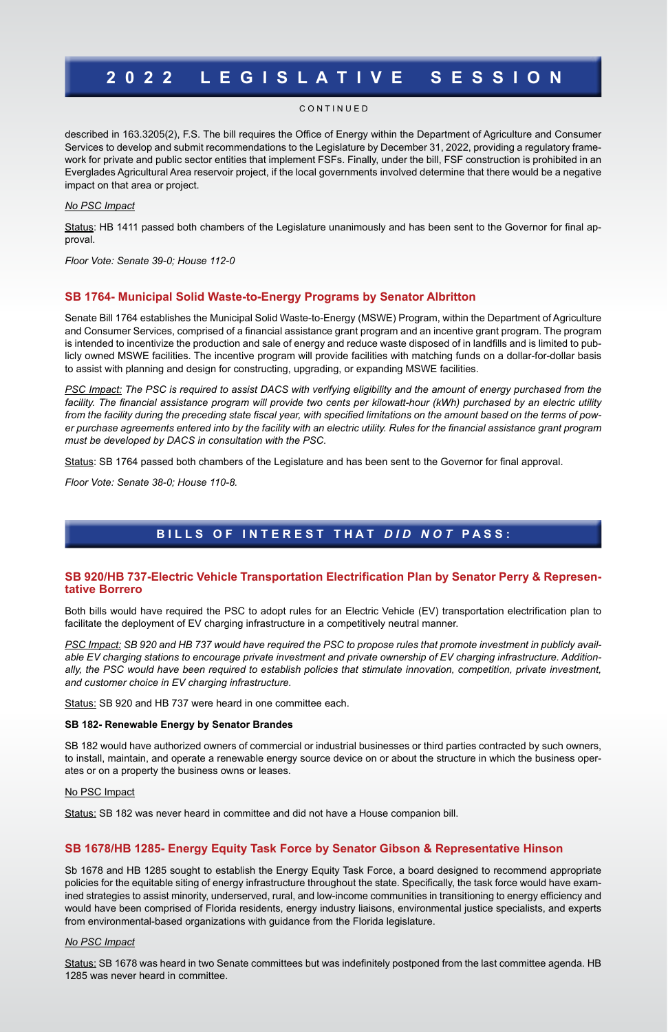# 2022 LEGISLATIVE SESSION

CONTINUED

described in 163.3205(2), F.S. The bill requires the Office of Energy within the Department of Agriculture and Consumer Services to develop and submit recommendations to the Legislature by December 31, 2022, providing a regulatory framework for private and public sector entities that implement FSFs. Finally, under the bill, FSF construction is prohibited in an Everglades Agricultural Area reservoir project, if the local governments involved determine that there would be a negative impact on that area or project.

*No PSC Impact*

Status: HB 1411 passed both chambers of the Legislature unanimously and has been sent to the Governor for final approval.

*Floor Vote: Senate 39-0; House 112-0*

### SB 1764- Municipal Solid Waste-to-Energy Programs by Senator Albritton

Senate Bill 1764 establishes the Municipal Solid Waste-to-Energy (MSWE) Program, within the Department of Agriculture and Consumer Services, comprised of a financial assistance grant program and an incentive grant program. The program is intended to incentivize the production and sale of energy and reduce waste disposed of in landfills and is limited to publicly owned MSWE facilities. The incentive program will provide facilities with matching funds on a dollar-for-dollar basis to assist with planning and design for constructing, upgrading, or expanding MSWE facilities.

*PSC Impact: The PSC is required to assist DACS with verifying eligibility and the amount of energy purchased from the facility. The financial assistance program will provide two cents per kilowatt-hour (kWh) purchased by an electric utility from the facility during the preceding state fiscal year, with specified limitations on the amount based on the terms of power purchase agreements entered into by the facility with an electric utility. Rules for the financial assistance grant program must be developed by DACS in consultation with the PSC.*

Status: SB 1764 passed both chambers of the Legislature and has been sent to the Governor for final approval.

*Floor Vote: Senate 38-0; House 110-8.*

## BILLS OF INTEREST THAT *DID NOT* PASS:

### SB 920/HB 737-Electric Vehicle Transportation Electrification Plan by Senator Perry & Representative Borrero

Both bills would have required the PSC to adopt rules for an Electric Vehicle (EV) transportation electrification plan to facilitate the deployment of EV charging infrastructure in a competitively neutral manner.

*PSC Impact: SB 920 and HB 737 would have required the PSC to propose rules that promote investment in publicly available EV charging stations to encourage private investment and private ownership of EV charging infrastructure. Additionally, the PSC would have been required to establish policies that stimulate innovation, competition, private investment, and customer choice in EV charging infrastructure.*

Status: SB 920 and HB 737 were heard in one committee each.

**SB 182- Renewable Energy by Senator Brandes**

SB 182 would have authorized owners of commercial or industrial businesses or third parties contracted by such owners, to install, maintain, and operate a renewable energy source device on or about the structure in which the business operates or on a property the business owns or leases.

No PSC Impact

Status: SB 182 was never heard in committee and did not have a House companion bill.

### SB 1678/HB 1285- Energy Equity Task Force by Senator Gibson & Representative Hinson

Sb 1678 and HB 1285 sought to establish the Energy Equity Task Force, a board designed to recommend appropriate policies for the equitable siting of energy infrastructure throughout the state. Specifically, the task force would have examined strategies to assist minority, underserved, rural, and low-income communities in transitioning to energy efficiency and would have been comprised of Florida residents, energy industry liaisons, environmental justice specialists, and experts from environmental-based organizations with guidance from the Florida legislature.

*No PSC Impact*

Status: SB 1678 was heard in two Senate committees but was indefinitely postponed from the last committee agenda. HB 1285 was never heard in committee.